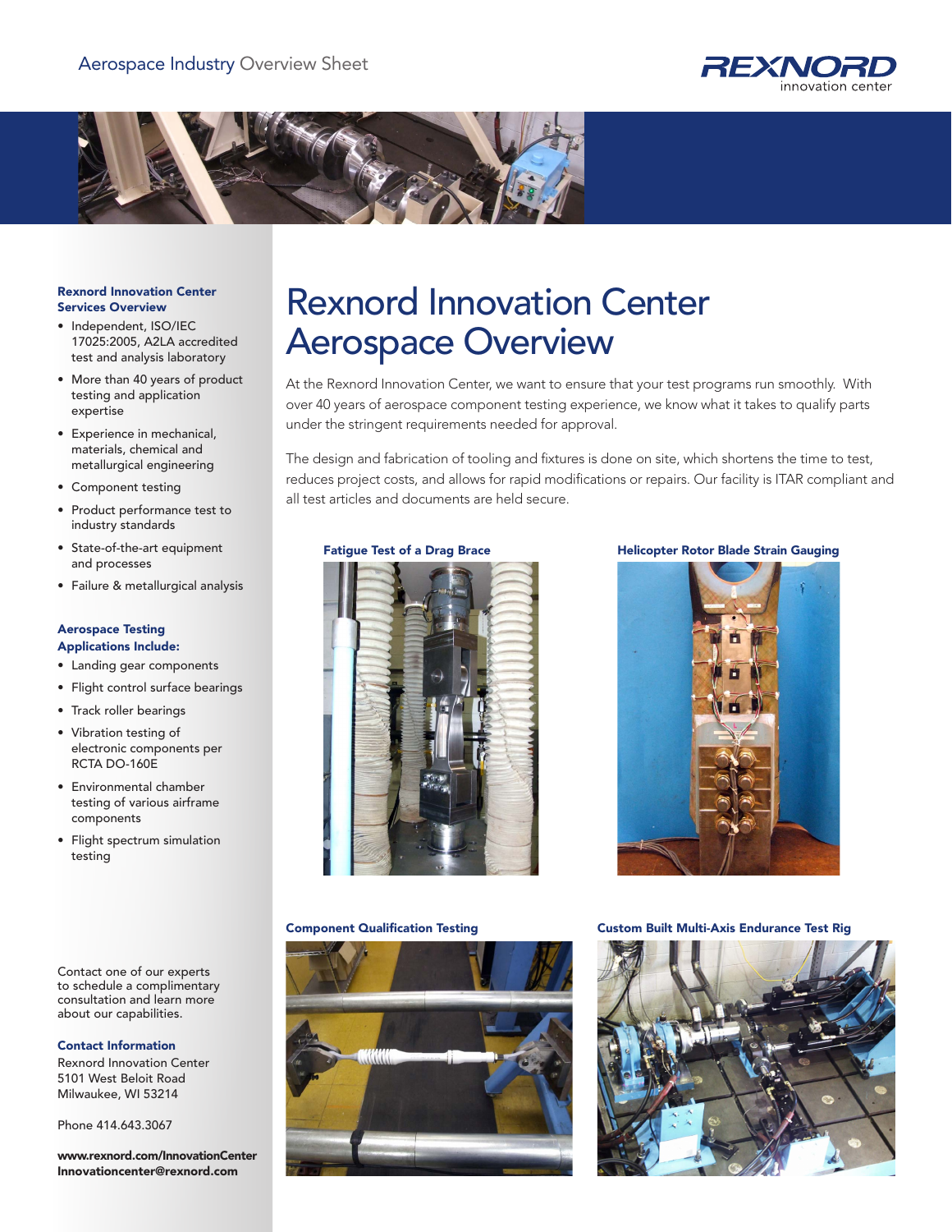Aerospace Industry Overview Sheet

REXNORD innovation center

# Rexnord Innovation Center Aerospace Overview

At the Rexnord Innovation Center, we want to ensure that your test programs run smoothly. With over 40 years of aerospace component testing experience, we know what it takes to qualify parts under the stringent requirements needed for approval.

The design and fabrication of tooling and fixtures is done on site, which shortens the time to test, reduces project costs, and allows for rapid modifications or repairs. Our facility is ITAR compliant and all test articles and documents are held secure.

**Fatigue Test of a Drag Brace**

**Helicopter Rotor Blade Strain Gauging**

**Component Qualification Testing**

**Custom Built Multi-Axis Endurance Test Rig**

### Rexnord Innovation Center Services Overview

- Independent, ISO/IEC 17025:2005, A2LA accredited test and analysis laboratory
- More than 40 years of product testing and application expertise
- Experience in mechanical, materials, chemical and metallurgical engineering
- Component testing
- Product performance test to industry standards
- State-of-the-art equipment and processes
- Failure & metallurgical analysis

### Aerospace Testing Applications Include:

- Landing gear components
- Flight control surface bearings
- Track roller bearings
- Vibration testing of electronic components per RCTA DO-160E
- Environmental chamber testing of various airframe components
- Flight spectrum simulation testing

Contact one of our experts to schedule a complimentary consultation and learn more about our capabilities.

### Contact Information

Rexnord Innovation Center
5101 West Beloit Road
Milwaukee, WI 53214

Phone 414.643.3067

**www.rexnord.com/InnovationCenter**
**Innovationcenter@rexnord.com**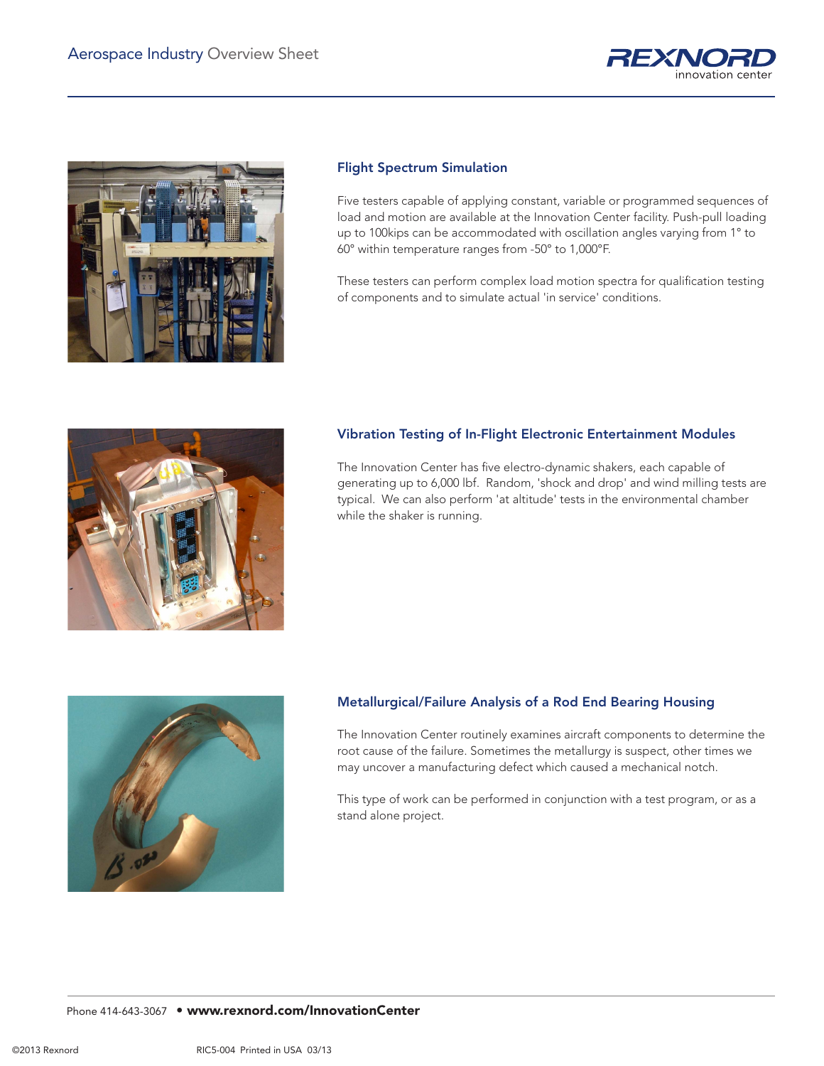### Flight Spectrum Simulation

Five testers capable of applying constant, variable or programmed sequences of load and motion are available at the Innovation Center facility. Push-pull loading up to 100kips can be accommodated with oscillation angles varying from 1° to 60° within temperature ranges from -50° to 1,000°F.

These testers can perform complex load motion spectra for qualification testing of components and to simulate actual 'in service' conditions.

### Vibration Testing of In-Flight Electronic Entertainment Modules

The Innovation Center has five electro-dynamic shakers, each capable of generating up to 6,000 lbf. Random, 'shock and drop' and wind milling tests are typical. We can also perform 'at altitude' tests in the environmental chamber while the shaker is running.

### Metallurgical/Failure Analysis of a Rod End Bearing Housing

The Innovation Center routinely examines aircraft components to determine the root cause of the failure. Sometimes the metallurgy is suspect, other times we may uncover a manufacturing defect which caused a mechanical notch.

This type of work can be performed in conjunction with a test program, or as a stand alone project.

Phone 414-643-3067 • **www.rexnord.com/InnovationCenter**

©2013 Rexnord RIC5-004 Printed in USA 03/13